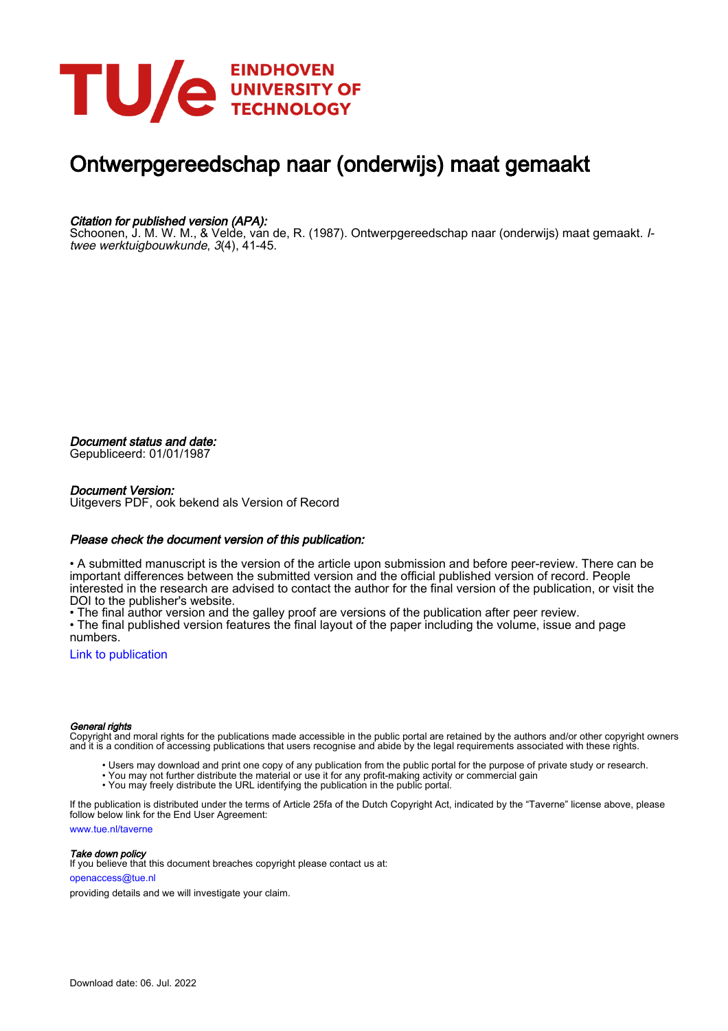# Ontwerpgereedschap naar (onderwijs) maat gemaakt

*Citation for published version (APA):*
Schoonen, J. M. W. M., & Velde, van de, R. (1987). Ontwerpgereedschap naar (onderwijs) maat gemaakt. *I-twee werktuigbouwkunde*, *3*(4), 41-45.

*Document status and date:*
Gepubliceerd: 01/01/1987

*Document Version:*
Uitgevers PDF, ook bekend als Version of Record

*Please check the document version of this publication:*

• A submitted manuscript is the version of the article upon submission and before peer-review. There can be important differences between the submitted version and the official published version of record. People interested in the research are advised to contact the author for the final version of the publication, or visit the DOI to the publisher's website.
• The final author version and the galley proof are versions of the publication after peer review.
• The final published version features the final layout of the paper including the volume, issue and page numbers.

Link to publication

*General rights*
Copyright and moral rights for the publications made accessible in the public portal are retained by the authors and/or other copyright owners and it is a condition of accessing publications that users recognise and abide by the legal requirements associated with these rights.

- Users may download and print one copy of any publication from the public portal for the purpose of private study or research.
- You may not further distribute the material or use it for any profit-making activity or commercial gain
- You may freely distribute the URL identifying the publication in the public portal.

If the publication is distributed under the terms of Article 25fa of the Dutch Copyright Act, indicated by the "Taverne" license above, please follow below link for the End User Agreement:
www.tue.nl/taverne

*Take down policy*
If you believe that this document breaches copyright please contact us at:
openaccess@tue.nl
providing details and we will investigate your claim.

Download date: 06. Jul. 2022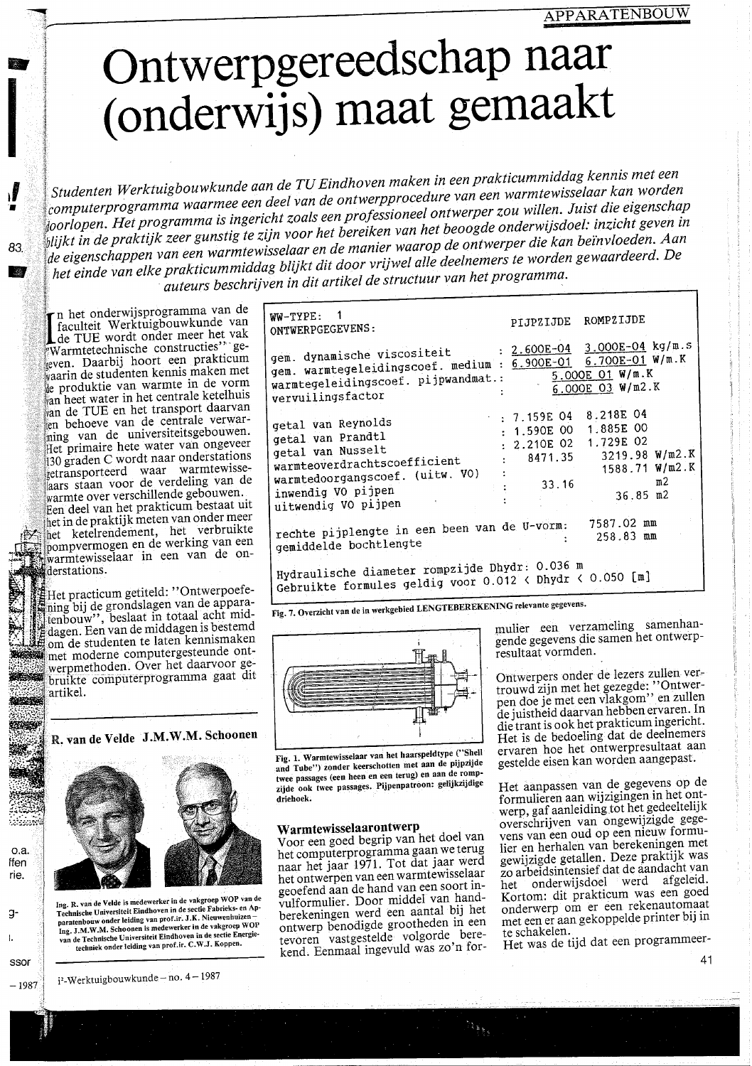# Ontwerpgereedschap naar (onderwijs) maat gemaakt

*Studenten Werktuigbouwkunde aan de TU Eindhoven maken in een prakticummiddag kennis met een computerprogramma waarmee een deel van de ontwerpprocedure van een warmtewisselaar kan worden doorlopen. Het programma is ingericht zoals een professioneel ontwerper zou willen. Juist die eigenschap blijkt in de praktijk zeer gunstig te zijn voor het bereiken van het beoogde onderwijsdoel: inzicht geven in de eigenschappen van een warmtewisselaar en de manier waarop de ontwerper die kan beïnvloeden. Aan het einde van elke prakticummiddag blijkt dit door vrijwel alle deelnemers te worden gewaardeerd. De auteurs beschrijven in dit artikel de structuur van het programma.*

In het onderwijsprogramma van de faculteit Werktuigbouwkunde van de TUE wordt onder meer het vak "Warmtetechnische constructies" gegeven. Daarbij hoort een prakticum waarin de studenten kennis maken met de produktie van warmte in de vorm van heet water in het centrale ketelhuis van de TUE en het transport daarvan ten behoeve van de centrale verwarming van de universiteitsgebouwen. Het primaire hete water van ongeveer 130 graden C wordt naar onderstations getransporteerd waar warmtewisselaars staan voor de verdeling van de warmte over verschillende gebouwen. Een deel van het prakticum bestaat uit het in de praktijk meten van onder meer het ketelrendement, het verbruikte pompvermogen en de werking van een warmtewisselaar in een van de onderstations.

Het practicum getiteld: "Ontwerpoefening bij de grondslagen van de apparatenbouw", beslaat in totaal acht middagen. Een van de middagen is bestemd om de studenten te laten kennismaken met moderne computergesteunde ontwerpmethoden. Over het daarvoor gebruikte computerprogramma gaat dit artikel.

**R. van de Velde J.M.W.M. Schoonen**

Ing. R. van de Velde is medewerker in de vakgroep WOP van de Technische Universiteit Eindhoven in de sectie Fabrieks- en Apparatenbouw onder leiding van prof.ir. J.K. Nieuwenhuizen – Ing. J.M.W.M. Schoonen is medewerker in de vakgroep WOP van de Technische Universiteit Eindhoven in de sectie Energietechniek onder leiding van prof.ir. C.W.J. Koppen.

```
WW-TYPE:  1
ONTWERPGEGEVENS:                              PIJPZIJDE   ROMPZIJDE

gem. dynamische viscositeit               :  2.600E-04   3.000E-04 kg/m.s
gem. warmtegeleidingscoef. medium         :  6.900E-01   6.700E-01 W/m.K
warmtegeleidingscoef. pijpwandmat.        :        5.000E 01 W/m.K
vervuilingsfactor                         :        6.000E 03 W/m2.K

getal van Reynolds                        :  7.159E 04   8.218E 04
getal van Prandtl                         :  1.590E 00   1.885E 00
getal van Nusselt                         :  2.210E 02   1.729E 02
warmteoverdrachtscoefficient              :    8471.35     3219.98 W/m2.K
warmtedoorgangscoef. (uitw. VO)           :                1588.71 W/m2.K
inwendig VO pijpen                        :      33.16             m2
uitwendig VO pijpen                       :                  36.85 m2

rechte pijplengte in een been van de U-vorm:     7587.02 mm
gemiddelde bochtlengte                    :       258.83 mm

Hydraulische diameter rompzijde Dhydr: 0.036 m
Gebruikte formules geldig voor 0.012 < Dhydr < 0.050 [m]
```

Fig. 7. Overzicht van de in werkgebied LENGTEBEREKENING relevante gegevens.

Fig. 1. Warmtewisselaar van het haarspeldtype ("Shell and Tube") zonder keerschotten met aan de pijpzijde twee passages (een heen en een terug) en aan de rompzijde ook twee passages. Pijpenpatroon: gelijkzijdige driehoek.

### Warmtewisselaarontwerp

Voor een goed begrip van het doel van het computerprogramma gaan we terug naar het jaar 1971. Tot dat jaar werd het ontwerpen van een warmtewisselaar geoefend aan de hand van een soort invulformulier. Door middel van handberekeningen werd een aantal bij het ontwerp benodigde grootheden in een tevoren vastgestelde volgorde berekend. Eenmaal ingevuld was zo'n formulier een verzameling samenhangende gegevens die samen het ontwerpresultaat vormden.

Ontwerpers onder de lezers zullen vertrouwd zijn met het gezegde: "Ontwerpen doe je met een vlakgom" en zullen de juistheid daarvan hebben ervaren. In die trant is ook het prakticum ingericht. Het is de bedoeling dat de deelnemers ervaren hoe het ontwerpresultaat aan gestelde eisen kan worden aangepast.

Het aanpassen van de gegevens op de formulieren aan wijzigingen in het ontwerp, gaf aanleiding tot het gedeeltelijk overschrijven van ongewijzigde gegevens van een oud op een nieuw formulier en herhalen van berekeningen met gewijzigde getallen. Deze praktijk was zo arbeidsintensief dat de aandacht van het onderwijsdoel werd afgeleid. Kortom: dit prakticum was een goed onderwerp om er een rekenautomaat met een er aan gekoppelde printer bij in te schakelen.

Het was de tijd dat een programmeer-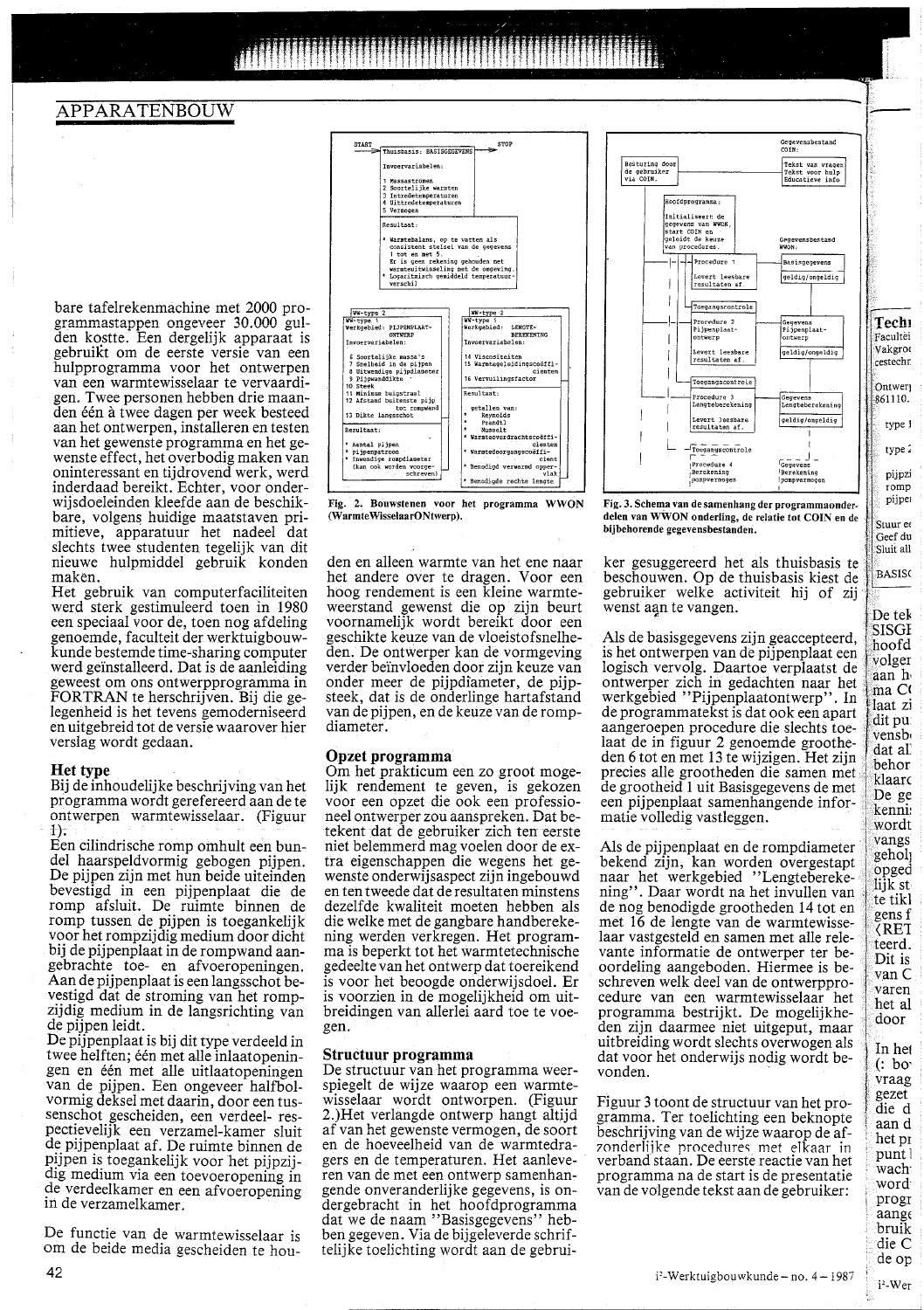## APPARATENBOUW

bare tafelrekenmachine met 2000 programmastappen ongeveer 30.000 gulden kostte. Een dergelijk apparaat is gebruikt om de eerste versie van een hulpprogramma voor het ontwerpen van een warmtewisselaar te vervaardigen. Twee personen hebben drie maanden één à twee dagen per week besteed aan het ontwerpen, installeren en testen van het gewenste programma en het gewenste effect, het overbodig maken van oninteressant en tijdrovend werk, werd inderdaad bereikt. Echter, voor onderwijsdoeleinden kleefde aan de beschikbare, volgens huidige maatstaven primitieve, apparatuur het nadeel dat slechts twee studenten tegelijk van dit nieuwe hulpmiddel gebruik konden maken.

Het gebruik van computerfaciliteiten werd sterk gestimuleerd toen in 1980 een speciaal voor de, toen nog afdeling genoemde, faculteit der werktuigbouwkunde bestemde time-sharing computer werd geïnstalleerd. Dat is de aanleiding geweest om ons ontwerpprogramma in FORTRAN te herschrijven. Bij die gelegenheid is het tevens gemoderniseerd en uitgebreid tot de versie waarover hier verslag wordt gedaan.

### Het type

Bij de inhoudelijke beschrijving van het programma wordt gerefereerd aan de te ontwerpen warmtewisselaar. (Figuur 1).

Een cilindrische romp omhult een bundel haarspeldvormig gebogen pijpen. De pijpen zijn met hun beide uiteinden bevestigd in een pijpenplaat die de romp afsluit. De ruimte binnen de romp tussen de pijpen is toegankelijk voor het rompzijdig medium door dicht bij de pijpenplaat in de rompwand aangebrachte toe- en afvoeropeningen. Aan de pijpenplaat is een langsschot bevestigd dat de stroming van het rompzijdig medium in de langsrichting van de pijpen leidt.

De pijpenplaat is bij dit type verdeeld in twee helften; één met alle inlaatopeningen en één met alle uitlaatopeningen van de pijpen. Een ongeveer halfbolvormig deksel met daarin, door een tussenschot gescheiden, een verdeel- respectievelijk een verzamel-kamer sluit de pijpenplaat af. De ruimte binnen de pijpen is toegankelijk voor het pijpzijdig medium via een toevoeropening in de verdeelkamer en een afvoeropening in de verzamelkamer.

De functie van de warmtewisselaar is om de beide media gescheiden te houden en alleen warmte van het ene naar het andere over te dragen. Voor een hoog rendement is een kleine warmteweerstand gewenst die op zijn beurt voornamelijk wordt bereikt door een geschikte keuze van de vloeistofsnelheden. De ontwerper kan de vormgeving verder beïnvloeden door zijn keuze van onder meer de pijpdiameter, de pijpsteek, dat is de onderlinge hartafstand van de pijpen, en de keuze van de rompdiameter.

START → Thuisbasis: BASISGEGEVENS → STOP

Invoervariabelen:
1 Massastromen
2 Soortelijke warmten
3 Intredetemperaturen
4 Uittredetemperaturen
5 Vermogen

Resultaat:
* Warmtebalans, op te vatten als consistent stelsel van de gegevens 1 tot en met 5.
Er is geen rekening gehouden met warmteuitwisseling met de omgeving.
* Logaritmisch gemiddeld temperatuurverschil

WW-type 2
WW-type 1
Werkgebied: PIJPENPLAAT-ONTWERP
Invoervariabelen:
6 Soortelijke massa's
7 Snelheid in de pijpen
8 Uitwendige pijpdiameter
9 Pijpwanddikte
10 Steek
11 Minimum buigstraal
12 Afstand buitenste pijp tot rompwand
13 Dikte langsschot

Resultaat:
* Aantal pijpen
* Pijpenpatroon
* Inwendige rompdiameter (kan ook worden voorgeschreven)

WW-type 2
WW-type 1
Werkgebied: LENGTEBEREKENING
Invoervariabelen:
14 Viscositeiten
15 Warmtegeleidingscoëfficiënten
16 Vervuilingsfactor

Resultaat:
getallen van:
* Reynolds
* Prandtl
* Nusselt
* Warmteoverdrachtscoëfficiënten
* Warmtedoorgangscoëfficiënt
* Benodigd verwarmd oppervlak
* Benodigde rechte lengte

Fig. 2. Bouwstenen voor het programma WWON (WarmteWisselaarONtwerp).

### Opzet programma

Om het practicum een zo groot mogelijk rendement te geven, is gekozen voor een opzet die ook een professioneel ontwerper zou aanspreken. Dat betekent dat de gebruiker zich ten eerste niet belemmerd mag voelen door de extra eigenschappen die wegens het gewenste onderwijsaspect zijn ingebouwd en ten tweede dat de resultaten minstens dezelfde kwaliteit moeten hebben als die welke met de gangbare handberekening werden verkregen. Het programma is beperkt tot het warmtetechnische gedeelte van het ontwerp dat toereikend is voor het beoogde onderwijsdoel. Er is voorzien in de mogelijkheid om uitbreidingen van allerlei aard toe te voegen.

### Structuur programma

De structuur van het programma weerspiegelt de wijze waarop een warmtewisselaar wordt ontworpen. (Figuur 2.)Het verlangde ontwerp hangt altijd af van het gewenste vermogen, de soort en de hoeveelheid van de warmtedragers en de temperaturen. Het aanleveren van de met een ontwerp samenhangende onveranderlijke gegevens, is ondergebracht in het hoofdprogramma dat we de naam "Basisgegevens" hebben gegeven. Via de bijgeleverde schriftelijke toelichting wordt aan de gebruiker gesuggereerd het als thuisbasis te beschouwen. Op de thuisbasis kiest de gebruiker welke activiteit hij of zij wenst aan te vangen.

Besturing door de gebruiker via COIN.

Gegevensbestand COIN:
Tekst van vragen
Tekst voor hulp
Educatieve info

Hoofdprogramma:
Initialiseert de gegevens van WWON, start COIN en geleidt de keuze van procedures.

Gegevensbestand WWON:

Procedure 1
Levert leesbare resultaten af.
Basisgegevens
geldig/ongeldig

Toegangscontrole
Procedure 2
Pijpenplaatontwerp
Levert leesbare resultaten af.
Gegevens Pijpenplaatontwerp
geldig/ongeldig

Toegangscontrole
Procedure 3
Lengteberekening
Levert leesbare resultaten af.
Gegevens Lengteberekening
geldig/ongeldig

Toegangscontrole
Procedure 4
Berekening pompvermogen
Gegevens Berekening pompvermogen

Fig. 3. Schema van de samenhang der programmaonderdelen van WWON onderling, de relatie tot COIN en de bijbehorende gegevensbestanden.

Als de basisgegevens zijn geaccepteerd, is het ontwerpen van de pijpenplaat een logisch vervolg. Daartoe verplaatst de ontwerper zich in gedachten naar het werkgebied "Pijpenplaatontwerp". In de programmatekst is dat ook een apart aangeroepen procedure die slechts toelaat de in figuur 2 genoemde grootheden 6 tot en met 13 te wijzigen. Het zijn precies alle grootheden die samen met de grootheid 1 uit Basisgegevens de met een pijpenplaat samenhangende informatie volledig vastleggen.

Als de pijpenplaat en de rompdiameter bekend zijn, kan worden overgestapt naar het werkgebied "Lengteberekening". Daar wordt na het invullen van de nog benodigde grootheden 14 tot en met 16 de lengte van de warmtewisselaar vastgesteld en samen met alle relevante informatie de ontwerper ter beoordeling aangeboden. Hiermee is beschreven welk deel van de ontwerpprocedure van een warmtewisselaar het programma bestrijkt. De mogelijkheden zijn daarmee niet uitgeput, maar uitbreiding wordt slechts overwogen als dat voor het onderwijs nodig wordt bevonden.

Figuur 3 toont de structuur van het programma. Ter toelichting een beknopte beschrijving van de wijze waarop de afzonderlijke procedures met elkaar in verband staan. De eerste reactie van het programma na de start is de presentatie van de volgende tekst aan de gebruiker: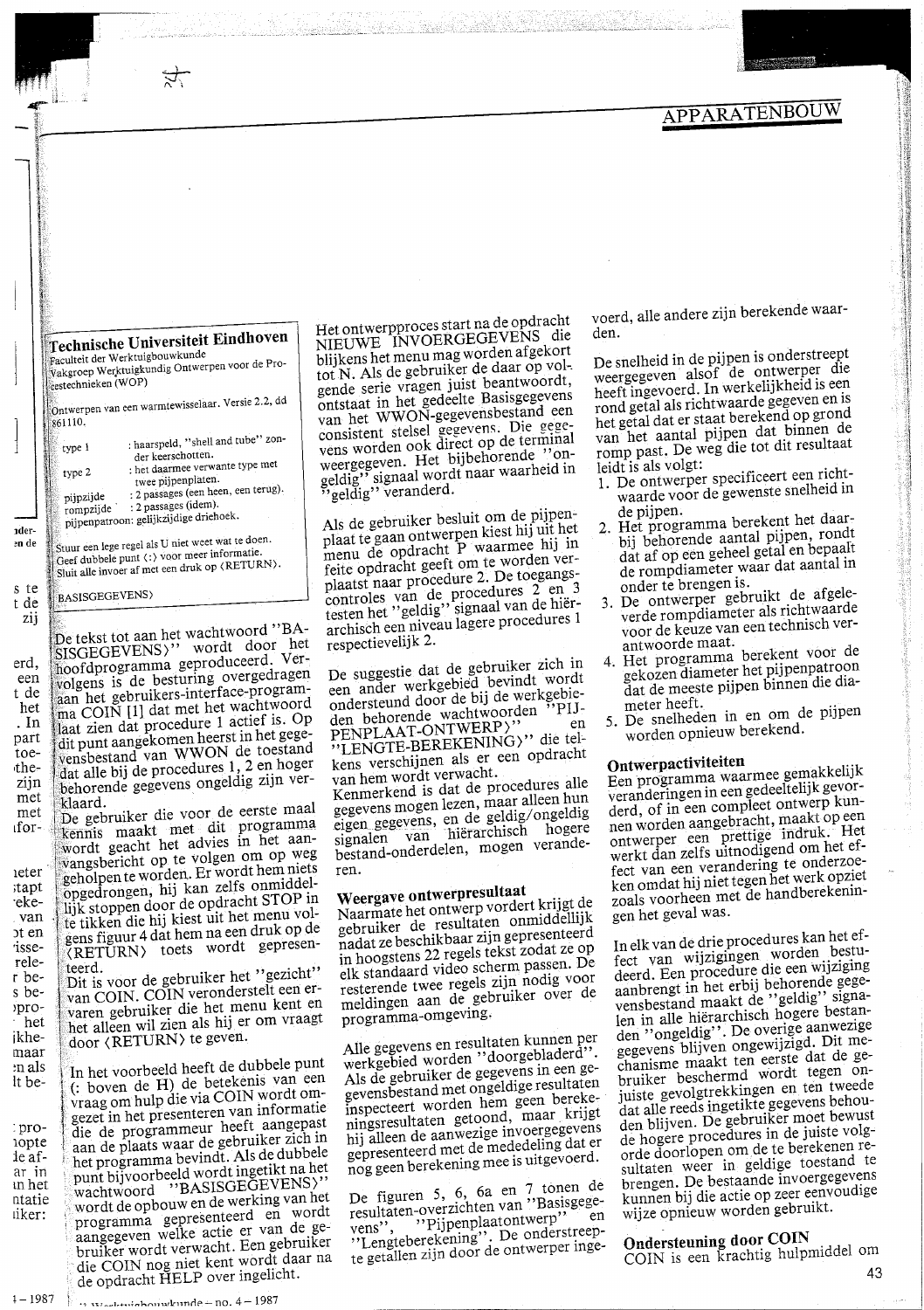**Technische Universiteit Eindhoven**
Faculteit der Werktuigbouwkunde
Vakgroep Werktuigkundig Ontwerpen voor de Procestechnieken (WOP)

Ontwerpen van een warmtewisselaar. Versie 2.2, dd 861110.

| | |
|---|---|
| type 1 | : haarspeld, "shell and tube" zonder keerschotten. |
| type 2 | : het daarmee verwante type met twee pijpenplaten. |
| pijpzijde | : 2 passages (een heen, een terug). |
| rompzijde | : 2 passages (idem). |
| pijpenpatroon: gelijkzijdige driehoek. | |

Stuur een lege regel als U niet weet wat te doen.
Geef dubbele punt (:) voor meer informatie.
Sluit alle invoer af met een druk op ⟨RETURN⟩.

BASISGEGEVENS⟩

De tekst tot aan het wachtwoord "BASISGEGEVENS⟩" wordt door het hoofdprogramma geproduceerd. Vervolgens is de besturing overgedragen aan het gebruikers-interface-programma COIN [1] dat met het wachtwoord laat zien dat procedure 1 actief is. Op dit punt aangekomen heerst in het gegevensbestand van WWON de toestand dat alle bij de procedures 1, 2 en hoger behorende gegevens ongeldig zijn verklaard.

De gebruiker die voor de eerste maal kennis maakt met dit programma wordt geacht het advies in het aanvangsbericht op te volgen om op weg geholpen te worden. Er wordt hem niets opgedrongen, hij kan zelfs onmiddellijk stoppen door de opdracht STOP in te tikken die hij kiest uit het menu volgens figuur 4 dat hem na een druk op de ⟨RETURN⟩ toets wordt gepresenteerd.

Dit is voor de gebruiker het "gezicht" van COIN. COIN veronderstelt een ervaren gebruiker die het menu kent en het alleen wil zien als hij er om vraagt door ⟨RETURN⟩ te geven.

In het voorbeeld heeft de dubbele punt (: boven de H) de betekenis van een vraag om hulp die via COIN wordt omgezet in het presenteren van informatie die de programmeur heeft aangepast aan de plaats waar de gebruiker zich in het programma bevindt. Als de dubbele punt bijvoorbeeld wordt ingetikt na het wachtwoord "BASISGEGEVENS⟩" wordt de opbouw en de werking van het programma gepresenteerd en wordt aangegeven welke actie er van de gebruiker wordt verwacht. Een gebruiker die COIN nog niet kent wordt daar na de opdracht HELP over ingelicht.

Het ontwerpproces start na de opdracht NIEUWE INVOERGEGEVENS die blijkens het menu mag worden afgekort tot N. Als de gebruiker de daar op volgende serie vragen juist beantwoordt, ontstaat in het gedeelte Basisgegevens van het WWON-gegevensbestand een consistent stelsel gegevens. Die gegevens worden ook direct op de terminal weergegeven. Het bijbehorende "ongeldig" signaal wordt naar waarheid in "geldig" veranderd.

Als de gebruiker besluit om de pijpenplaat te gaan ontwerpen kiest hij uit het menu de opdracht P waarmee hij in feite opdracht geeft om te worden verplaatst naar procedure 2. De toegangscontroles van de procedures 2 en 3 testen het "geldig" signaal van de hiërarchisch een niveau lagere procedures 1 respectievelijk 2.

De suggestie dat de gebruiker zich in een ander werkgebied bevindt wordt ondersteund door de bij de werkgebieden behorende wachtwoorden "PIJPENPLAAT-ONTWERP⟩" en "LENGTE-BEREKENING⟩" die telkens verschijnen als er een opdracht van hem wordt verwacht.
Kenmerkend is dat de procedures alle gegevens mogen lezen, maar alleen hun eigen gegevens, en de geldig/ongeldig signalen van hiërarchisch hogere bestand-onderdelen, mogen veranderen.

### Weergave ontwerpresultaat

Naarmate het ontwerp vordert krijgt de gebruiker de resultaten onmiddellijk nadat ze beschikbaar zijn gepresenteerd in hoogstens 22 regels tekst zodat ze op elk standaard video scherm passen. De resterende twee regels zijn nodig voor meldingen aan de gebruiker over de programma-omgeving.

Alle gegevens en resultaten kunnen per werkgebied worden "doorgebladerd". Als de gebruiker de gegevens in een gegevensbestand met ongeldige resultaten inspecteert worden hem geen berekeningsresultaten getoond, maar krijgt hij alleen de aanwezige invoergegevens gepresenteerd met de mededeling dat er nog geen berekening mee is uitgevoerd.

De figuren 5, 6, 6a en 7 tonen de resultaten-overzichten van "Basisgegevens", "Pijpenplaatontwerp" en "Lengteberekening". De onderstreepte getallen zijn door de ontwerper ingevoerd, alle andere zijn berekende waarden.

De snelheid in de pijpen is onderstreept weergegeven alsof de ontwerper die heeft ingevoerd. In werkelijkheid is een rond getal als richtwaarde gegeven en is het getal dat er staat berekend op grond van het aantal pijpen dat binnen de romp past. De weg die tot dit resultaat leidt is als volgt:

1. De ontwerper specificeert een richtwaarde voor de gewenste snelheid in de pijpen.
2. Het programma berekent het daarbij behorende aantal pijpen, rondt dat af op een geheel getal en bepaalt de rompdiameter waar dat aantal in onder te brengen is.
3. De ontwerper gebruikt de afgeleverde rompdiameter als richtwaarde voor de keuze van een technisch verantwoorde maat.
4. Het programma berekent voor de gekozen diameter het pijpenpatroon dat de meeste pijpen binnen die diameter heeft.
5. De snelheden in en om de pijpen worden opnieuw berekend.

### Ontwerpactiviteiten

Een programma waarmee gemakkelijk veranderingen in een gedeeltelijk gevorderd, of in een compleet ontwerp kunnen worden aangebracht, maakt op een ontwerper een prettige indruk. Het werkt dan zelfs uitnodigend om het effect van een verandering te onderzoeken omdat hij niet tegen het werk opziet zoals voorheen met de handberekeningen het geval was.

In elk van de drie procedures kan het effect van wijzigingen worden bestudeerd. Een procedure die een wijziging aanbrengt in het erbij behorende gegevensbestand maakt de "geldig" signalen in alle hiërarchisch hogere bestanden "ongeldig". De overige aanwezige gegevens blijven ongewijzigd. Dit mechanisme maakt ten eerste dat de gebruiker beschermd wordt tegen onjuiste gevolgtrekkingen en ten tweede dat alle reeds ingetikte gegevens behouden blijven. De gebruiker moet bewust de hogere procedures in de juiste volgorde doorlopen om de te berekenen resultaten weer in geldige toestand te brengen. De bestaande invoergegevens kunnen bij die actie op zeer eenvoudige wijze opnieuw worden gebruikt.

### Ondersteuning door COIN

COIN is een krachtig hulpmiddel om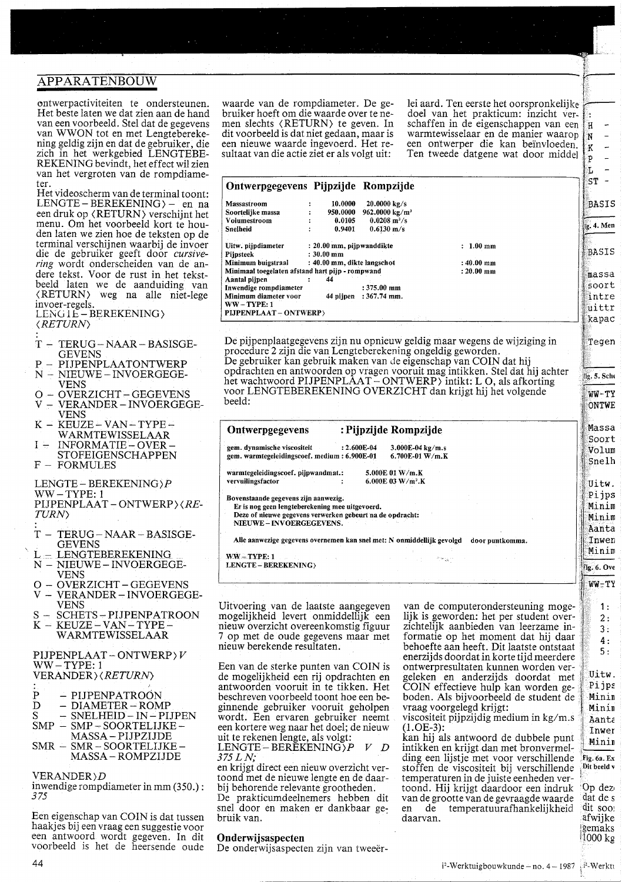## APPARATENBOUW

ontwerpactiviteiten te ondersteunen. Het beste laten we dat zien aan de hand van een voorbeeld. Stel dat de gegevens van WWON tot en met Lengteberekening geldig zijn en dat de gebruiker, die zich in het werkgebied LENGTEBEREKENING bevindt, het effect wil zien van het vergroten van de rompdiameter.

Het videoscherm van de terminal toont: LENGTE – BEREKENING⟩ – en na een druk op ⟨RETURN⟩ verschijnt het menu. Om het voorbeeld kort te houden laten we zien hoe de teksten op de terminal verschijnen waarbij de invoer die de gebruiker geeft door *cursivering* wordt onderscheiden van de andere tekst. Voor de rust in het tekstbeeld laten we de aanduiding van ⟨RETURN⟩ weg na alle niet-lege invoer-regels.

LENGTE – BEREKENING⟩
*⟨RETURN⟩*
:
- T – TERUG – NAAR – BASISGEGEVENS
- P – PIJPENPLAATONTWERP
- N – NIEUWE – INVOERGEGEVENS
- O – OVERZICHT – GEGEVENS
- V – VERANDER – INVOERGEGEVENS
- K – KEUZE – VAN – TYPE – WARMTEWISSELAAR
- I – INFORMATIE – OVER – STOFEIGENSCHAPPEN
- F – FORMULES

LENGTE – BEREKENING⟩*P*
WW – TYPE: 1
PIJPENPLAAT – ONTWERP⟩*⟨RETURN⟩*
:
- T – TERUG – NAAR – BASISGEGEVENS
- L – LENGTEBEREKENING
- N – NIEUWE – INVOERGEGEVENS
- O – OVERZICHT – GEGEVENS
- V – VERANDER – INVOERGEGEVENS
- S – SCHETS – PIJPENPATROON
- K – KEUZE – VAN – TYPE – WARMTEWISSELAAR

PIJPENPLAAT – ONTWERP⟩*V*
WW – TYPE: 1
VERANDER⟩*⟨RETURN⟩*
:
- P – PIJPENPATROON
- D – DIAMETER – ROMP
- S – SNELHEID – IN – PIJPEN
- SMP – SMP – SOORTELIJKE – MASSA – PIJPZIJDE
- SMR – SMR – SOORTELIJKE – MASSA – ROMPZIJDE

VERANDER⟩*D*
inwendige rompdiameter in mm (350.) :
*375*

Een eigenschap van COIN is dat tussen haakjes bij een vraag een suggestie voor een antwoord wordt gegeven. In dit voorbeeld is het de heersende oude waarde van de rompdiameter. De gebruiker hoeft om die waarde over te nemen slechts ⟨RETURN⟩ te geven. In dit voorbeeld is dat niet gedaan, maar is een nieuwe waarde ingevoerd. Het resultaat van die actie ziet er als volgt uit:

**Ontwerpgegevens Pijpzijde Rompzijde**

| | | Pijpzijde | Rompzijde |
|---|---|---|---|
| Massastroom | : | 10.0000 | 20.0000 kg/s |
| Soortelijke massa | : | 950.0000 | 962.0000 kg/m³ |
| Volumestroom | : | 0.0105 | 0.0208 m³/s |
| Snelheid | : | 0.9401 | 0.6130 m/s |

Uitw. pijpdiameter : 20.00 mm, pijpwanddikte : 1.00 mm
Pijpsteek : 30.00 mm
Minimum buigstraal : 40.00 mm, dikte langschot : 40.00 mm
Minimaal toegelaten afstand hart pijp - rompwand : 20.00 mm
Aantal pijpen : 44
Inwendige rompdiameter : 375.00 mm
Minimum diameter voor 44 pijpen : 367.74 mm.
WW – TYPE: 1
PIJPENPLAAT – ONTWERP⟩

De pijpenplaatgegevens zijn nu opnieuw geldig maar wegens de wijziging in procedure 2 zijn die van Lengteberekening ongeldig geworden.
De gebruiker kan gebruik maken van de eigenschap van COIN dat hij opdrachten en antwoorden op vragen vooruit mag intikken. Stel dat hij achter het wachtwoord PIJPENPLAAT – ONTWERP⟩ intikt: L O, als afkorting voor LENGTEBEREKENING OVERZICHT dan krijgt hij het volgende beeld:

**Ontwerpgegevens : Pijpzijde Rompzijde**

gem. dynamische viscositeit : 2.600E-04 3.000E-04 kg/m.s
gem. warmtegeleidingscoef. medium : 6.900E-01 6.700E-01 W/m.K

warmtegeleidingscoef. pijpwandmat.: 5.000E 01 W/m.K
vervuilingsfactor : 6.000E 03 W/m².K

Bovenstaande gegevens zijn aanwezig.
Er is nog geen lengteberekening mee uitgevoerd.
Deze of nieuwe gegevens verwerken gebeurt na de opdracht:
NIEUWE – INVOERGEGEVENS.

Alle aanwezige gegevens overnemen kan snel met: N onmiddellijk gevolgd door puntkomma.

WW – TYPE: 1
LENGTE – BEREKENING⟩

Uitvoering van de laatste aangegeven mogelijkheid levert onmiddellijk een nieuw overzicht overeenkomstig figuur 7 op met de oude gegevens maar met nieuw berekende resultaten.

Een van de sterke punten van COIN is de mogelijkheid een rij opdrachten en antwoorden vooruit te tikken. Het beschreven voorbeeld toont hoe een beginnende gebruiker vooruit geholpen wordt. Een ervaren gebruiker neemt een kortere weg naar het doel; de nieuw uit te rekenen lengte, als volgt:
LENGTE – BEREKENING⟩*P V D 375 L N;*
en krijgt direct een nieuw overzicht vertoond met de nieuwe lengte en de daarbij behorende relevante grootheden.
De prakticumdeelnemers hebben dit snel door en maken er dankbaar gebruik van.

### Onderwijsaspecten

De onderwijsaspecten zijn van tweeërlei aard. Ten eerste het oorspronkelijke doel van het prakticum: inzicht verschaffen in de eigenschappen van een warmtewisselaar en de manier waarop een ontwerper die kan beïnvloeden. Ten tweede datgene wat door middel van de computerondersteuning mogelijk is geworden: het per student overzichtelijk aanbieden van leerzame informatie op het moment dat hij daar behoefte aan heeft. Dit laatste ontstaat enerzijds doordat in korte tijd meerdere ontwerpresultaten kunnen worden vergeleken en anderzijds doordat met COIN effectieve hulp kan worden geboden. Als bijvoorbeeld de student de vraag voorgelegd krijgt:
viscositeit pijpzijdig medium in kg/m.s (1.OE-3):
kan hij als antwoord de dubbele punt intikken en krijgt dan met bronvermelding een lijstje met voor verschillende stoffen de viscositeit bij verschillende temperaturen in de juiste eenheden vertoond. Hij krijgt daardoor een indruk van de grootte van de gevraagde waarde en de temperatuurafhankelijkheid daarvan.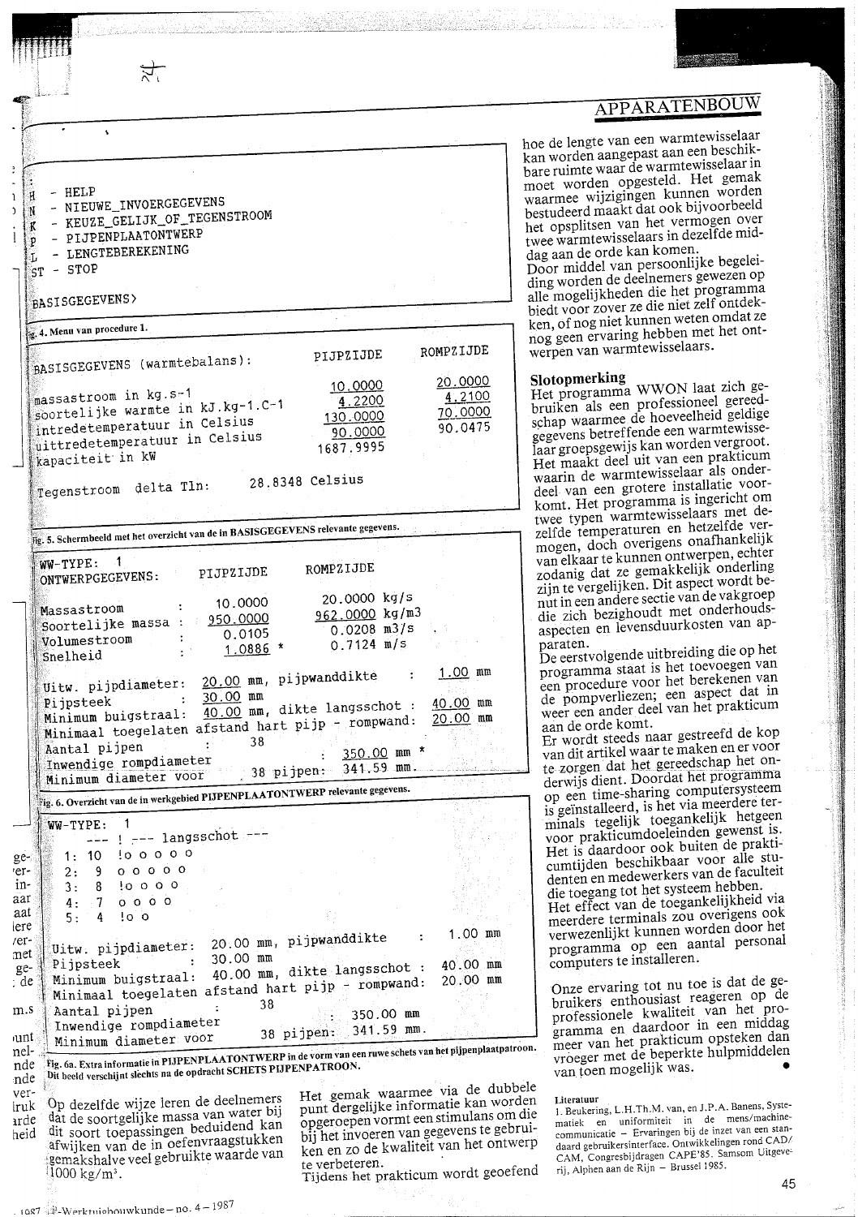```
H  - HELP
N  - NIEUWE_INVOERGEGEVENS
K  - KEUZE_GELIJK_OF_TEGENSTROOM
P  - PIJPENPLAATONTWERP
L  - LENGTEBEREKENING
ST - STOP

BASISGEGEVENS>
```

Fig. 4. Menu van procedure 1.

```
BASISGEGEVENS (warmtebalans):              PIJPZIJDE     ROMPZIJDE

massastroom in kg.s-1                       10.0000       20.0000
soortelijke warmte in kJ.kg-1.C-1            4.2200        4.2100
intredetemperatuur in Celsius              130.0000       70.0000
uittredetemperatuur in Celsius              90.0000       90.0475
kapaciteit in kW                          1687.9995

Tegenstroom  delta Tln:          28.8348 Celsius
```

Fig. 5. Schermbeeld met het overzicht van de in BASISGEGEVENS relevante gegevens.

```
WW-TYPE:  1
ONTWERPGEGEVENS:        PIJPZIJDE        ROMPZIJDE

Massastroom        :      10.0000        20.0000 kg/s
Soortelijke massa  :     950.0000       962.0000 kg/m3
Volumestroom       :       0.0105         0.0208 m3/s
Snelheid           :       1.0886 *       0.7124 m/s

Uitw. pijpdiameter:  20.00 mm, pijpwanddikte     :   1.00 mm
Pijpsteek         :  30.00 mm
Minimum buigstraal:  40.00 mm, dikte langsschot  :  40.00 mm
Minimaal toegelaten afstand hart pijp - rompwand:  20.00 mm
Aantal pijpen          :      38
Inwendige rompdiameter                   :  350.00 mm *
Minimum diameter voor      38 pijpen:  341.59 mm.
```

Fig. 6. Overzicht van de in werkgebied PIJPENPLAATONTWERP relevante gegevens.

```
WW-TYPE:  1
    --- ! --- langsschot ---
  1: 10  !o o o o o
  2:  9   o o o o o
  3:  8  !o o o o
  4:  7   o o o o
  5:  4  !o o

Uitw. pijpdiameter:   20.00 mm, pijpwanddikte    :   1.00 mm
Pijpsteek         :   30.00 mm
Minimum buigstraal:   40.00 mm, dikte langsschot :  40.00 mm
Minimaal toegelaten afstand hart pijp - rompwand:   20.00 mm
Aantal pijpen          :      38
Inwendige rompdiameter                   :  350.00 mm
Minimum diameter voor      38 pijpen:  341.59 mm.
```

Fig. 6a. Extra informatie in PIJPENPLAATONTWERP in de vorm van een ruwe schets van het pijpenplaatpatroon. Dit beeld verschijnt slechts na de opdracht SCHETS PIJPENPATROON.

Op dezelfde wijze leren de deelnemers dat de soortelijke massa van water bij dit soort toepassingen beduidend kan afwijken van de in oefenvraagstukken gemakshalve veel gebruikte waarde van 1000 kg/m³.

Het gemak waarmee via de dubbele punt dergelijke informatie kan worden opgeroepen vormt een stimulans om die bij het invoeren van gegevens te gebruiken en zo de kwaliteit van het ontwerp te verbeteren.

Tijdens het prakticum wordt geoefend hoe de lengte van een warmtewisselaar kan worden aangepast aan een beschikbare ruimte waar de warmtewisselaar in moet worden opgesteld. Het gemak waarmee wijzigingen kunnen worden bestudeerd maakt dat ook bijvoorbeeld het opsplitsen van het vermogen over twee warmtewisselaars in dezelfde middag aan de orde kan komen.
Door middel van persoonlijke begeleiding worden de deelnemers gewezen op alle mogelijkheden die het programma biedt voor zover ze die niet zelf ontdekken, of nog niet kunnen weten omdat ze nog geen ervaring hebben met het ontwerpen van warmtewisselaars.

## Slotopmerking

Het programma WWON laat zich gebruiken als een professioneel gereedschap waarmee de hoeveelheid geldige gegevens betreffende een warmtewisselaar groepsgewijs kan worden vergroot. Het maakt deel uit van een prakticum waarin de warmtewisselaar als onderdeel van een grotere installatie voorkomt. Het programma is ingericht om twee typen warmtewisselaars met dezelfde temperaturen en hetzelfde vermogen, doch overigens onafhankelijk van elkaar te kunnen ontwerpen, echter zodanig dat ze gemakkelijk onderling zijn te vergelijken. Dit aspect wordt benut in een andere sectie van de vakgroep die zich bezighoudt met onderhoudsaspecten en levensduurkosten van apparaten.
De eerstvolgende uitbreiding die op het programma staat is het toevoegen van een procedure voor het berekenen van de pompverliezen; een aspect dat in weer een ander deel van het prakticum aan de orde komt.
Er wordt steeds naar gestreefd de kop van dit artikel waar te maken en er voor te zorgen dat het gereedschap het onderwijs dient. Doordat het programma op een time-sharing computersysteem is geïnstalleerd, is het via meerdere terminals tegelijk toegankelijk hetgeen voor prakticumdoeleinden gewenst is. Het is daardoor ook buiten de prakticumtijden beschikbaar voor alle studenten en medewerkers van de faculteit die toegang tot het systeem hebben.
Het effect van de toegankelijkheid via meerdere terminals zou overigens ook verwezenlijkt kunnen worden door het programma op een aantal personal computers te installeren.

Onze ervaring tot nu toe is dat de gebruikers enthousiast reageren op de professionele kwaliteit van het programma en daardoor in een middag meer van het prakticum opsteken dan vroeger met de beperkte hulpmiddelen van toen mogelijk was.

### Literatuur

1. Beukering, L.H.Th.M. van, en J.P.A. Banens, Systematiek en uniformiteit in de mens/machine-communicatie – Ervaringen bij de inzet van een standaard gebruikersinterface. Ontwikkelingen rond CAD/CAM, Congresbijdragen CAPE'85. Samsom Uitgeverij, Alphen aan de Rijn – Brussel 1985.